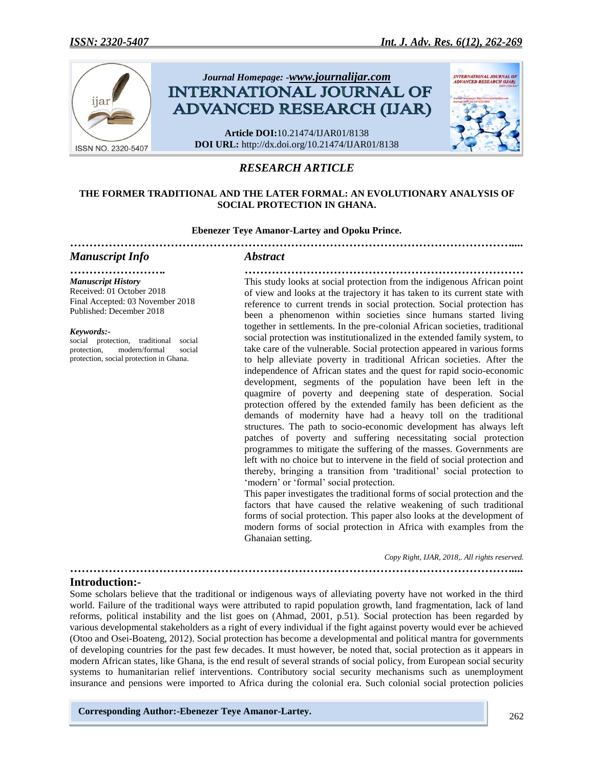# RESEARCH ARTICLE

## THE FORMER TRADITIONAL AND THE LATER FORMAL: AN EVOLUTIONARY ANALYSIS OF SOCIAL PROTECTION IN GHANA.

**Ebenezer Teye Amanor-Lartey and Opoku Prince.**

### Manuscript Info

*Manuscript History*

Received: 01 October 2018
Final Accepted: 03 November 2018
Published: December 2018

*Keywords:-*
social protection, traditional social protection, modern/formal social protection, social protection in Ghana.

### Abstract

This study looks at social protection from the indigenous African point of view and looks at the trajectory it has taken to its current state with reference to current trends in social protection. Social protection has been a phenomenon within societies since humans started living together in settlements. In the pre-colonial African societies, traditional social protection was institutionalized in the extended family system, to take care of the vulnerable. Social protection appeared in various forms to help alleviate poverty in traditional African societies. After the independence of African states and the quest for rapid socio-economic development, segments of the population have been left in the quagmire of poverty and deepening state of desperation. Social protection offered by the extended family has been deficient as the demands of modernity have had a heavy toll on the traditional structures. The path to socio-economic development has always left patches of poverty and suffering necessitating social protection programmes to mitigate the suffering of the masses. Governments are left with no choice but to intervene in the field of social protection and thereby, bringing a transition from 'traditional' social protection to 'modern' or 'formal' social protection.

This paper investigates the traditional forms of social protection and the factors that have caused the relative weakening of such traditional forms of social protection. This paper also looks at the development of modern forms of social protection in Africa with examples from the Ghanaian setting.

*Copy Right, IJAR, 2018,. All rights reserved.*

## Introduction:-

Some scholars believe that the traditional or indigenous ways of alleviating poverty have not worked in the third world. Failure of the traditional ways were attributed to rapid population growth, land fragmentation, lack of land reforms, political instability and the list goes on (Ahmad, 2001, p.51). Social protection has been regarded by various developmental stakeholders as a right of every individual if the fight against poverty would ever be achieved (Otoo and Osei-Boateng, 2012). Social protection has become a developmental and political mantra for governments of developing countries for the past few decades. It must however, be noted that, social protection as it appears in modern African states, like Ghana, is the end result of several strands of social policy, from European social security systems to humanitarian relief interventions. Contributory social security mechanisms such as unemployment insurance and pensions were imported to Africa during the colonial era. Such colonial social protection policies

**Corresponding Author:-Ebenezer Teye Amanor-Lartey.**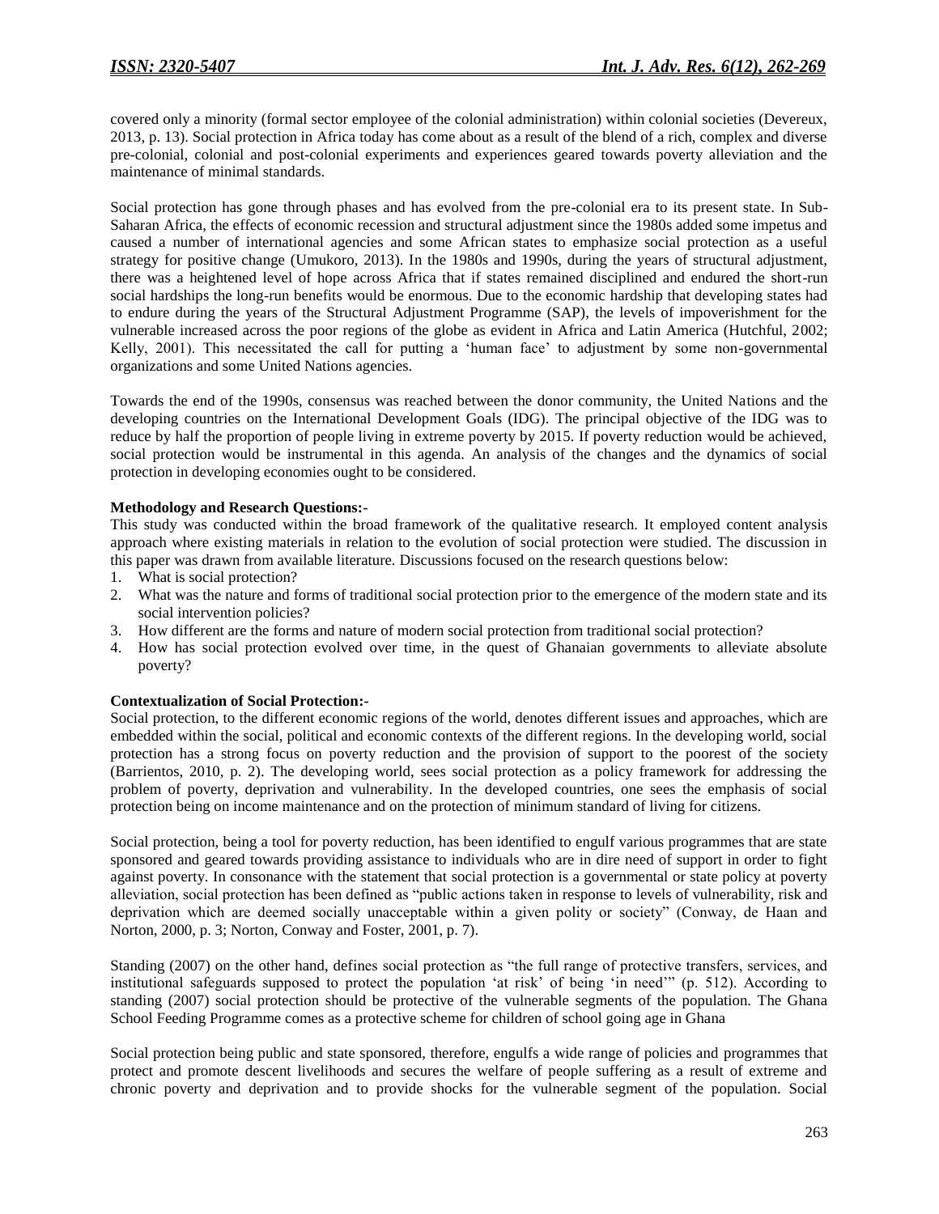covered only a minority (formal sector employee of the colonial administration) within colonial societies (Devereux, 2013, p. 13). Social protection in Africa today has come about as a result of the blend of a rich, complex and diverse pre-colonial, colonial and post-colonial experiments and experiences geared towards poverty alleviation and the maintenance of minimal standards.

Social protection has gone through phases and has evolved from the pre-colonial era to its present state. In Sub-Saharan Africa, the effects of economic recession and structural adjustment since the 1980s added some impetus and caused a number of international agencies and some African states to emphasize social protection as a useful strategy for positive change (Umukoro, 2013). In the 1980s and 1990s, during the years of structural adjustment, there was a heightened level of hope across Africa that if states remained disciplined and endured the short-run social hardships the long-run benefits would be enormous. Due to the economic hardship that developing states had to endure during the years of the Structural Adjustment Programme (SAP), the levels of impoverishment for the vulnerable increased across the poor regions of the globe as evident in Africa and Latin America (Hutchful, 2002; Kelly, 2001). This necessitated the call for putting a 'human face' to adjustment by some non-governmental organizations and some United Nations agencies.

Towards the end of the 1990s, consensus was reached between the donor community, the United Nations and the developing countries on the International Development Goals (IDG). The principal objective of the IDG was to reduce by half the proportion of people living in extreme poverty by 2015. If poverty reduction would be achieved, social protection would be instrumental in this agenda. An analysis of the changes and the dynamics of social protection in developing economies ought to be considered.

**Methodology and Research Questions:-**

This study was conducted within the broad framework of the qualitative research. It employed content analysis approach where existing materials in relation to the evolution of social protection were studied. The discussion in this paper was drawn from available literature. Discussions focused on the research questions below:

1. What is social protection?
2. What was the nature and forms of traditional social protection prior to the emergence of the modern state and its social intervention policies?
3. How different are the forms and nature of modern social protection from traditional social protection?
4. How has social protection evolved over time, in the quest of Ghanaian governments to alleviate absolute poverty?

**Contextualization of Social Protection:-**

Social protection, to the different economic regions of the world, denotes different issues and approaches, which are embedded within the social, political and economic contexts of the different regions. In the developing world, social protection has a strong focus on poverty reduction and the provision of support to the poorest of the society (Barrientos, 2010, p. 2). The developing world, sees social protection as a policy framework for addressing the problem of poverty, deprivation and vulnerability. In the developed countries, one sees the emphasis of social protection being on income maintenance and on the protection of minimum standard of living for citizens.

Social protection, being a tool for poverty reduction, has been identified to engulf various programmes that are state sponsored and geared towards providing assistance to individuals who are in dire need of support in order to fight against poverty. In consonance with the statement that social protection is a governmental or state policy at poverty alleviation, social protection has been defined as "public actions taken in response to levels of vulnerability, risk and deprivation which are deemed socially unacceptable within a given polity or society" (Conway, de Haan and Norton, 2000, p. 3; Norton, Conway and Foster, 2001, p. 7).

Standing (2007) on the other hand, defines social protection as "the full range of protective transfers, services, and institutional safeguards supposed to protect the population 'at risk' of being 'in need'" (p. 512). According to standing (2007) social protection should be protective of the vulnerable segments of the population. The Ghana School Feeding Programme comes as a protective scheme for children of school going age in Ghana

Social protection being public and state sponsored, therefore, engulfs a wide range of policies and programmes that protect and promote descent livelihoods and secures the welfare of people suffering as a result of extreme and chronic poverty and deprivation and to provide shocks for the vulnerable segment of the population. Social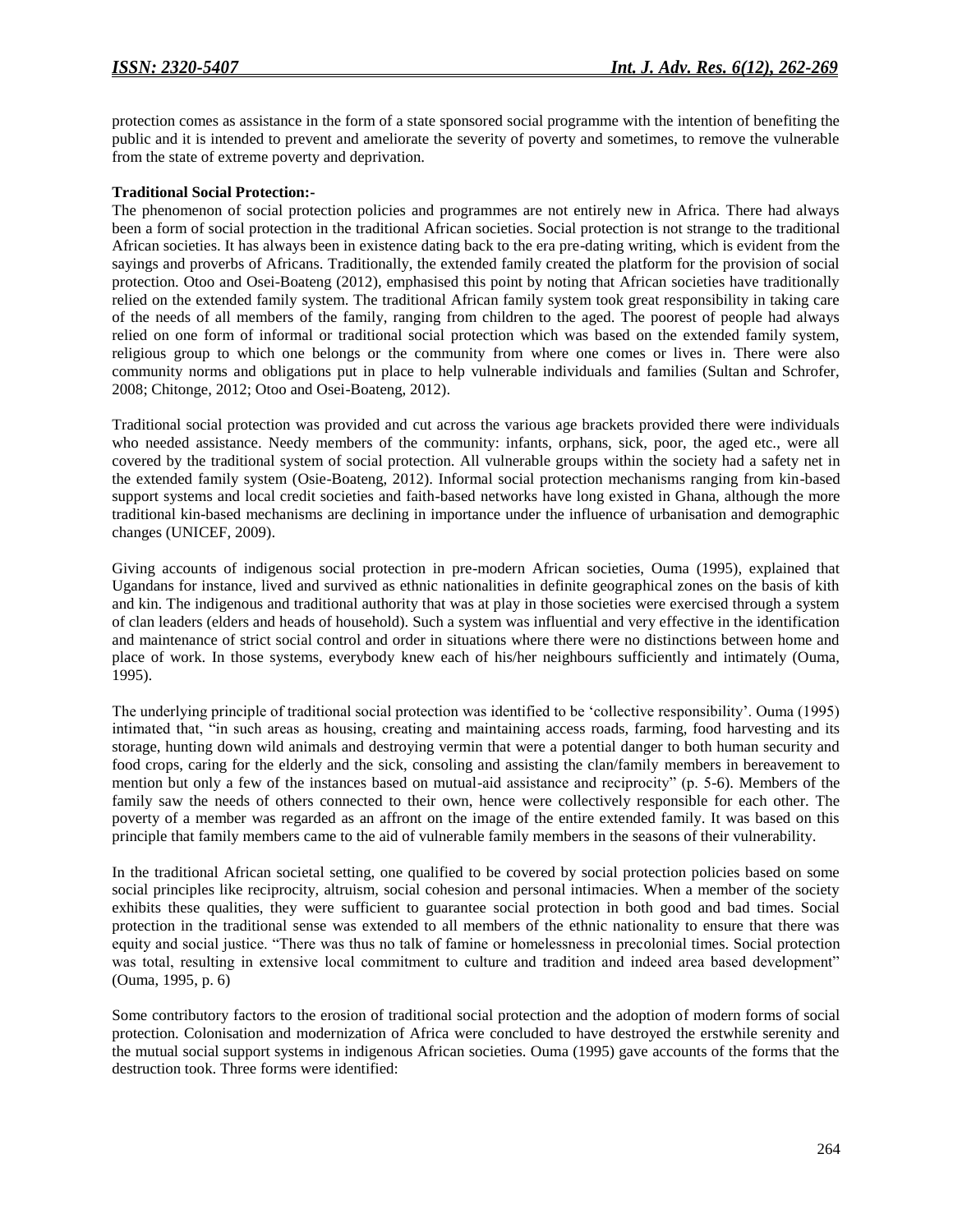protection comes as assistance in the form of a state sponsored social programme with the intention of benefiting the public and it is intended to prevent and ameliorate the severity of poverty and sometimes, to remove the vulnerable from the state of extreme poverty and deprivation.

**Traditional Social Protection:-**

The phenomenon of social protection policies and programmes are not entirely new in Africa. There had always been a form of social protection in the traditional African societies. Social protection is not strange to the traditional African societies. It has always been in existence dating back to the era pre-dating writing, which is evident from the sayings and proverbs of Africans. Traditionally, the extended family created the platform for the provision of social protection. Otoo and Osei-Boateng (2012), emphasised this point by noting that African societies have traditionally relied on the extended family system. The traditional African family system took great responsibility in taking care of the needs of all members of the family, ranging from children to the aged. The poorest of people had always relied on one form of informal or traditional social protection which was based on the extended family system, religious group to which one belongs or the community from where one comes or lives in. There were also community norms and obligations put in place to help vulnerable individuals and families (Sultan and Schrofer, 2008; Chitonge, 2012; Otoo and Osei-Boateng, 2012).

Traditional social protection was provided and cut across the various age brackets provided there were individuals who needed assistance. Needy members of the community: infants, orphans, sick, poor, the aged etc., were all covered by the traditional system of social protection. All vulnerable groups within the society had a safety net in the extended family system (Osie-Boateng, 2012). Informal social protection mechanisms ranging from kin-based support systems and local credit societies and faith-based networks have long existed in Ghana, although the more traditional kin-based mechanisms are declining in importance under the influence of urbanisation and demographic changes (UNICEF, 2009).

Giving accounts of indigenous social protection in pre-modern African societies, Ouma (1995), explained that Ugandans for instance, lived and survived as ethnic nationalities in definite geographical zones on the basis of kith and kin. The indigenous and traditional authority that was at play in those societies were exercised through a system of clan leaders (elders and heads of household). Such a system was influential and very effective in the identification and maintenance of strict social control and order in situations where there were no distinctions between home and place of work. In those systems, everybody knew each of his/her neighbours sufficiently and intimately (Ouma, 1995).

The underlying principle of traditional social protection was identified to be 'collective responsibility'. Ouma (1995) intimated that, "in such areas as housing, creating and maintaining access roads, farming, food harvesting and its storage, hunting down wild animals and destroying vermin that were a potential danger to both human security and food crops, caring for the elderly and the sick, consoling and assisting the clan/family members in bereavement to mention but only a few of the instances based on mutual-aid assistance and reciprocity" (p. 5-6). Members of the family saw the needs of others connected to their own, hence were collectively responsible for each other. The poverty of a member was regarded as an affront on the image of the entire extended family. It was based on this principle that family members came to the aid of vulnerable family members in the seasons of their vulnerability.

In the traditional African societal setting, one qualified to be covered by social protection policies based on some social principles like reciprocity, altruism, social cohesion and personal intimacies. When a member of the society exhibits these qualities, they were sufficient to guarantee social protection in both good and bad times. Social protection in the traditional sense was extended to all members of the ethnic nationality to ensure that there was equity and social justice. "There was thus no talk of famine or homelessness in precolonial times. Social protection was total, resulting in extensive local commitment to culture and tradition and indeed area based development" (Ouma, 1995, p. 6)

Some contributory factors to the erosion of traditional social protection and the adoption of modern forms of social protection. Colonisation and modernization of Africa were concluded to have destroyed the erstwhile serenity and the mutual social support systems in indigenous African societies. Ouma (1995) gave accounts of the forms that the destruction took. Three forms were identified: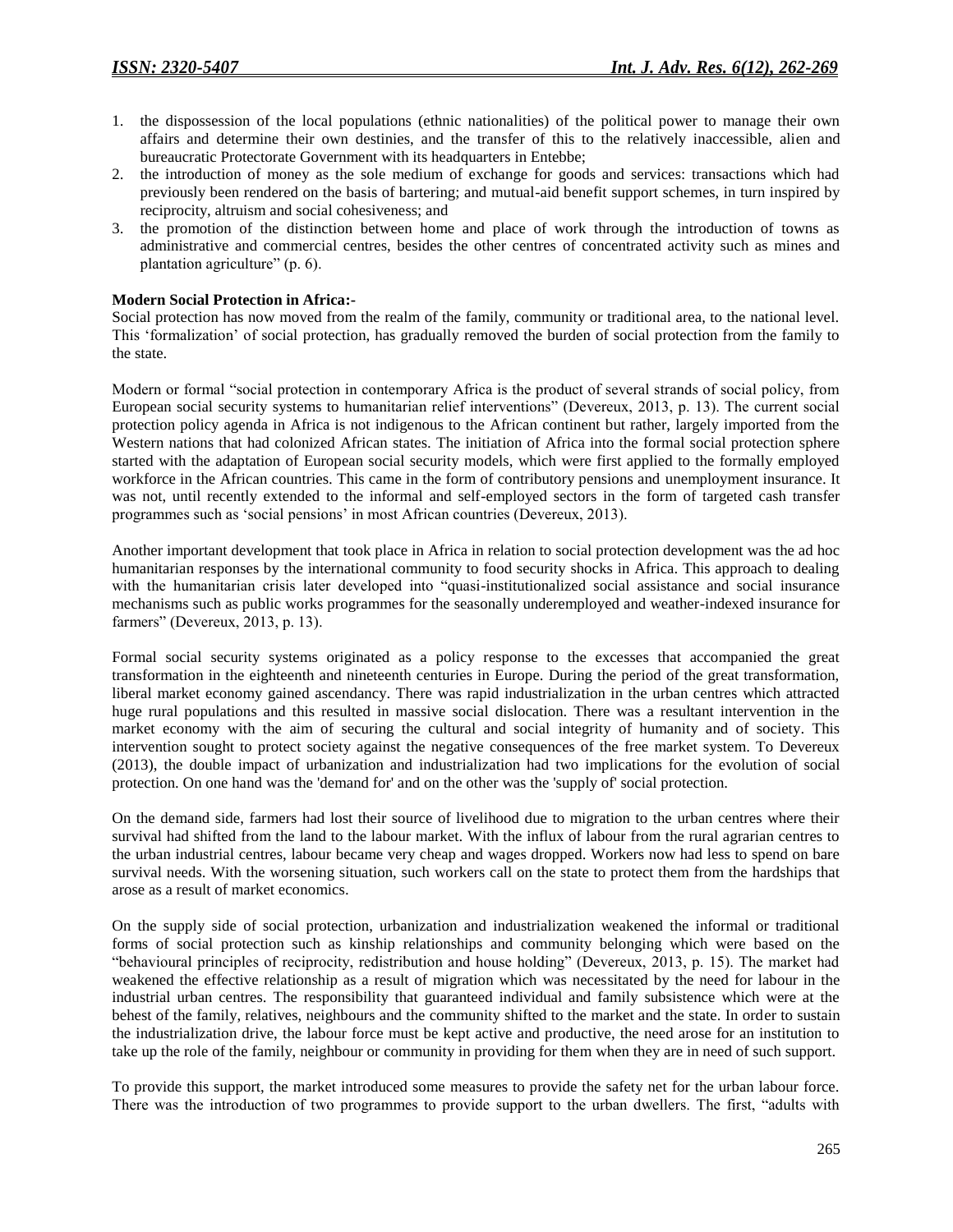1. the dispossession of the local populations (ethnic nationalities) of the political power to manage their own affairs and determine their own destinies, and the transfer of this to the relatively inaccessible, alien and bureaucratic Protectorate Government with its headquarters in Entebbe;
2. the introduction of money as the sole medium of exchange for goods and services: transactions which had previously been rendered on the basis of bartering; and mutual-aid benefit support schemes, in turn inspired by reciprocity, altruism and social cohesiveness; and
3. the promotion of the distinction between home and place of work through the introduction of towns as administrative and commercial centres, besides the other centres of concentrated activity such as mines and plantation agriculture" (p. 6).

**Modern Social Protection in Africa:-**

Social protection has now moved from the realm of the family, community or traditional area, to the national level. This 'formalization' of social protection, has gradually removed the burden of social protection from the family to the state.

Modern or formal "social protection in contemporary Africa is the product of several strands of social policy, from European social security systems to humanitarian relief interventions" (Devereux, 2013, p. 13). The current social protection policy agenda in Africa is not indigenous to the African continent but rather, largely imported from the Western nations that had colonized African states. The initiation of Africa into the formal social protection sphere started with the adaptation of European social security models, which were first applied to the formally employed workforce in the African countries. This came in the form of contributory pensions and unemployment insurance. It was not, until recently extended to the informal and self-employed sectors in the form of targeted cash transfer programmes such as 'social pensions' in most African countries (Devereux, 2013).

Another important development that took place in Africa in relation to social protection development was the ad hoc humanitarian responses by the international community to food security shocks in Africa. This approach to dealing with the humanitarian crisis later developed into "quasi-institutionalized social assistance and social insurance mechanisms such as public works programmes for the seasonally underemployed and weather-indexed insurance for farmers" (Devereux, 2013, p. 13).

Formal social security systems originated as a policy response to the excesses that accompanied the great transformation in the eighteenth and nineteenth centuries in Europe. During the period of the great transformation, liberal market economy gained ascendancy. There was rapid industrialization in the urban centres which attracted huge rural populations and this resulted in massive social dislocation. There was a resultant intervention in the market economy with the aim of securing the cultural and social integrity of humanity and of society. This intervention sought to protect society against the negative consequences of the free market system. To Devereux (2013), the double impact of urbanization and industrialization had two implications for the evolution of social protection. On one hand was the 'demand for' and on the other was the 'supply of' social protection.

On the demand side, farmers had lost their source of livelihood due to migration to the urban centres where their survival had shifted from the land to the labour market. With the influx of labour from the rural agrarian centres to the urban industrial centres, labour became very cheap and wages dropped. Workers now had less to spend on bare survival needs. With the worsening situation, such workers call on the state to protect them from the hardships that arose as a result of market economics.

On the supply side of social protection, urbanization and industrialization weakened the informal or traditional forms of social protection such as kinship relationships and community belonging which were based on the "behavioural principles of reciprocity, redistribution and house holding" (Devereux, 2013, p. 15). The market had weakened the effective relationship as a result of migration which was necessitated by the need for labour in the industrial urban centres. The responsibility that guaranteed individual and family subsistence which were at the behest of the family, relatives, neighbours and the community shifted to the market and the state. In order to sustain the industrialization drive, the labour force must be kept active and productive, the need arose for an institution to take up the role of the family, neighbour or community in providing for them when they are in need of such support.

To provide this support, the market introduced some measures to provide the safety net for the urban labour force. There was the introduction of two programmes to provide support to the urban dwellers. The first, "adults with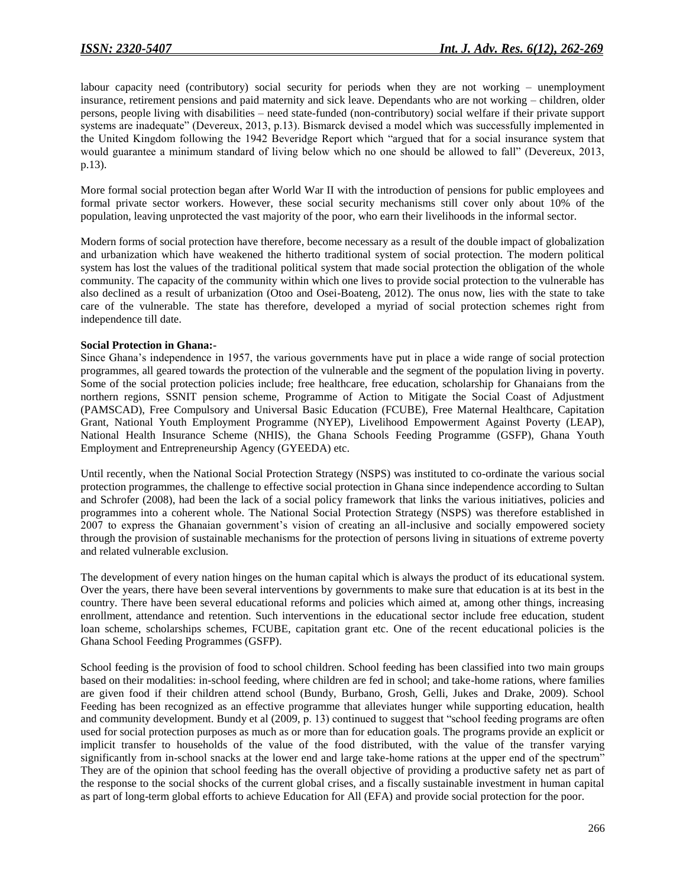labour capacity need (contributory) social security for periods when they are not working – unemployment insurance, retirement pensions and paid maternity and sick leave. Dependants who are not working – children, older persons, people living with disabilities – need state-funded (non-contributory) social welfare if their private support systems are inadequate" (Devereux, 2013, p.13). Bismarck devised a model which was successfully implemented in the United Kingdom following the 1942 Beveridge Report which "argued that for a social insurance system that would guarantee a minimum standard of living below which no one should be allowed to fall" (Devereux, 2013, p.13).

More formal social protection began after World War II with the introduction of pensions for public employees and formal private sector workers. However, these social security mechanisms still cover only about 10% of the population, leaving unprotected the vast majority of the poor, who earn their livelihoods in the informal sector.

Modern forms of social protection have therefore, become necessary as a result of the double impact of globalization and urbanization which have weakened the hitherto traditional system of social protection. The modern political system has lost the values of the traditional political system that made social protection the obligation of the whole community. The capacity of the community within which one lives to provide social protection to the vulnerable has also declined as a result of urbanization (Otoo and Osei-Boateng, 2012). The onus now, lies with the state to take care of the vulnerable. The state has therefore, developed a myriad of social protection schemes right from independence till date.

**Social Protection in Ghana:-**

Since Ghana's independence in 1957, the various governments have put in place a wide range of social protection programmes, all geared towards the protection of the vulnerable and the segment of the population living in poverty. Some of the social protection policies include; free healthcare, free education, scholarship for Ghanaians from the northern regions, SSNIT pension scheme, Programme of Action to Mitigate the Social Coast of Adjustment (PAMSCAD), Free Compulsory and Universal Basic Education (FCUBE), Free Maternal Healthcare, Capitation Grant, National Youth Employment Programme (NYEP), Livelihood Empowerment Against Poverty (LEAP), National Health Insurance Scheme (NHIS), the Ghana Schools Feeding Programme (GSFP), Ghana Youth Employment and Entrepreneurship Agency (GYEEDA) etc.

Until recently, when the National Social Protection Strategy (NSPS) was instituted to co-ordinate the various social protection programmes, the challenge to effective social protection in Ghana since independence according to Sultan and Schrofer (2008), had been the lack of a social policy framework that links the various initiatives, policies and programmes into a coherent whole. The National Social Protection Strategy (NSPS) was therefore established in 2007 to express the Ghanaian government's vision of creating an all-inclusive and socially empowered society through the provision of sustainable mechanisms for the protection of persons living in situations of extreme poverty and related vulnerable exclusion.

The development of every nation hinges on the human capital which is always the product of its educational system. Over the years, there have been several interventions by governments to make sure that education is at its best in the country. There have been several educational reforms and policies which aimed at, among other things, increasing enrollment, attendance and retention. Such interventions in the educational sector include free education, student loan scheme, scholarships schemes, FCUBE, capitation grant etc. One of the recent educational policies is the Ghana School Feeding Programmes (GSFP).

School feeding is the provision of food to school children. School feeding has been classified into two main groups based on their modalities: in-school feeding, where children are fed in school; and take-home rations, where families are given food if their children attend school (Bundy, Burbano, Grosh, Gelli, Jukes and Drake, 2009). School Feeding has been recognized as an effective programme that alleviates hunger while supporting education, health and community development. Bundy et al (2009, p. 13) continued to suggest that "school feeding programs are often used for social protection purposes as much as or more than for education goals. The programs provide an explicit or implicit transfer to households of the value of the food distributed, with the value of the transfer varying significantly from in-school snacks at the lower end and large take-home rations at the upper end of the spectrum" They are of the opinion that school feeding has the overall objective of providing a productive safety net as part of the response to the social shocks of the current global crises, and a fiscally sustainable investment in human capital as part of long-term global efforts to achieve Education for All (EFA) and provide social protection for the poor.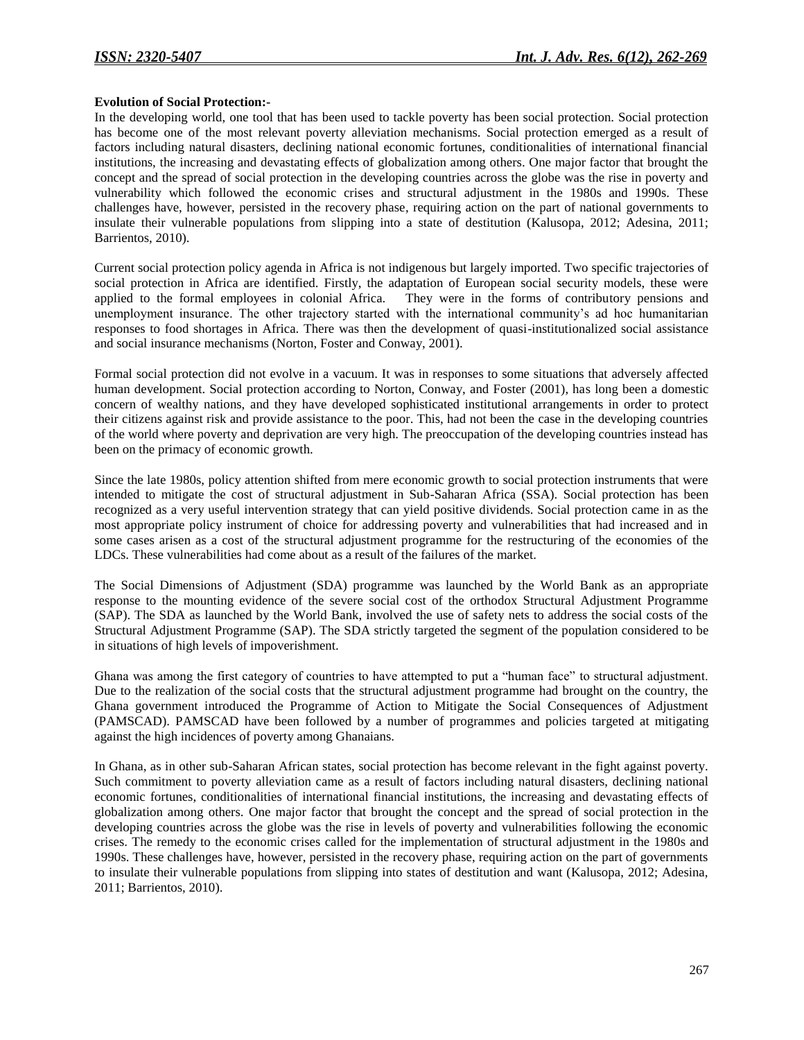**Evolution of Social Protection:-**

In the developing world, one tool that has been used to tackle poverty has been social protection. Social protection has become one of the most relevant poverty alleviation mechanisms. Social protection emerged as a result of factors including natural disasters, declining national economic fortunes, conditionalities of international financial institutions, the increasing and devastating effects of globalization among others. One major factor that brought the concept and the spread of social protection in the developing countries across the globe was the rise in poverty and vulnerability which followed the economic crises and structural adjustment in the 1980s and 1990s. These challenges have, however, persisted in the recovery phase, requiring action on the part of national governments to insulate their vulnerable populations from slipping into a state of destitution (Kalusopa, 2012; Adesina, 2011; Barrientos, 2010).

Current social protection policy agenda in Africa is not indigenous but largely imported. Two specific trajectories of social protection in Africa are identified. Firstly, the adaptation of European social security models, these were applied to the formal employees in colonial Africa. They were in the forms of contributory pensions and unemployment insurance. The other trajectory started with the international community's ad hoc humanitarian responses to food shortages in Africa. There was then the development of quasi-institutionalized social assistance and social insurance mechanisms (Norton, Foster and Conway, 2001).

Formal social protection did not evolve in a vacuum. It was in responses to some situations that adversely affected human development. Social protection according to Norton, Conway, and Foster (2001), has long been a domestic concern of wealthy nations, and they have developed sophisticated institutional arrangements in order to protect their citizens against risk and provide assistance to the poor. This, had not been the case in the developing countries of the world where poverty and deprivation are very high. The preoccupation of the developing countries instead has been on the primacy of economic growth.

Since the late 1980s, policy attention shifted from mere economic growth to social protection instruments that were intended to mitigate the cost of structural adjustment in Sub-Saharan Africa (SSA). Social protection has been recognized as a very useful intervention strategy that can yield positive dividends. Social protection came in as the most appropriate policy instrument of choice for addressing poverty and vulnerabilities that had increased and in some cases arisen as a cost of the structural adjustment programme for the restructuring of the economies of the LDCs. These vulnerabilities had come about as a result of the failures of the market.

The Social Dimensions of Adjustment (SDA) programme was launched by the World Bank as an appropriate response to the mounting evidence of the severe social cost of the orthodox Structural Adjustment Programme (SAP). The SDA as launched by the World Bank, involved the use of safety nets to address the social costs of the Structural Adjustment Programme (SAP). The SDA strictly targeted the segment of the population considered to be in situations of high levels of impoverishment.

Ghana was among the first category of countries to have attempted to put a "human face" to structural adjustment. Due to the realization of the social costs that the structural adjustment programme had brought on the country, the Ghana government introduced the Programme of Action to Mitigate the Social Consequences of Adjustment (PAMSCAD). PAMSCAD have been followed by a number of programmes and policies targeted at mitigating against the high incidences of poverty among Ghanaians.

In Ghana, as in other sub-Saharan African states, social protection has become relevant in the fight against poverty. Such commitment to poverty alleviation came as a result of factors including natural disasters, declining national economic fortunes, conditionalities of international financial institutions, the increasing and devastating effects of globalization among others. One major factor that brought the concept and the spread of social protection in the developing countries across the globe was the rise in levels of poverty and vulnerabilities following the economic crises. The remedy to the economic crises called for the implementation of structural adjustment in the 1980s and 1990s. These challenges have, however, persisted in the recovery phase, requiring action on the part of governments to insulate their vulnerable populations from slipping into states of destitution and want (Kalusopa, 2012; Adesina, 2011; Barrientos, 2010).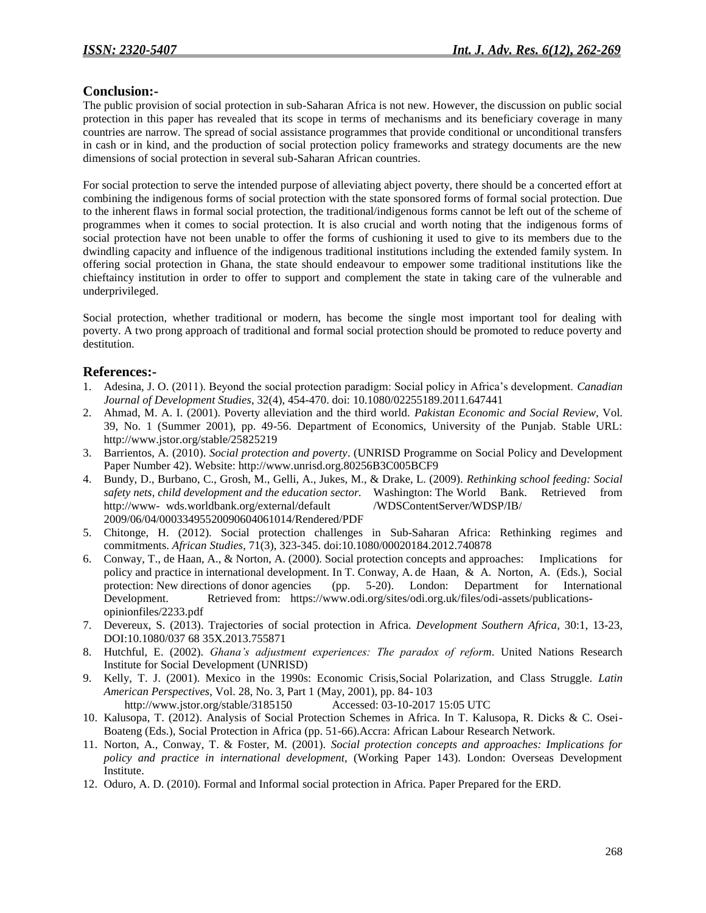## Conclusion:-

The public provision of social protection in sub-Saharan Africa is not new. However, the discussion on public social protection in this paper has revealed that its scope in terms of mechanisms and its beneficiary coverage in many countries are narrow. The spread of social assistance programmes that provide conditional or unconditional transfers in cash or in kind, and the production of social protection policy frameworks and strategy documents are the new dimensions of social protection in several sub-Saharan African countries.

For social protection to serve the intended purpose of alleviating abject poverty, there should be a concerted effort at combining the indigenous forms of social protection with the state sponsored forms of formal social protection. Due to the inherent flaws in formal social protection, the traditional/indigenous forms cannot be left out of the scheme of programmes when it comes to social protection. It is also crucial and worth noting that the indigenous forms of social protection have not been unable to offer the forms of cushioning it used to give to its members due to the dwindling capacity and influence of the indigenous traditional institutions including the extended family system. In offering social protection in Ghana, the state should endeavour to empower some traditional institutions like the chieftaincy institution in order to offer to support and complement the state in taking care of the vulnerable and underprivileged.

Social protection, whether traditional or modern, has become the single most important tool for dealing with poverty. A two prong approach of traditional and formal social protection should be promoted to reduce poverty and destitution.

## References:-

1. Adesina, J. O. (2011). Beyond the social protection paradigm: Social policy in Africa's development. *Canadian Journal of Development Studies*, 32(4), 454-470. doi: 10.1080/02255189.2011.647441
2. Ahmad, M. A. I. (2001). Poverty alleviation and the third world. *Pakistan Economic and Social Review*, Vol. 39, No. 1 (Summer 2001), pp. 49-56. Department of Economics, University of the Punjab. Stable URL: http://www.jstor.org/stable/25825219
3. Barrientos, A. (2010). *Social protection and poverty*. (UNRISD Programme on Social Policy and Development Paper Number 42). Website: http://www.unrisd.org.80256B3C005BCF9
4. Bundy, D., Burbano, C., Grosh, M., Gelli, A., Jukes, M., & Drake, L. (2009). *Rethinking school feeding: Social safety nets, child development and the education sector.* Washington: The World Bank. Retrieved from http://www- wds.worldbank.org/external/default /WDSContentServer/WDSP/IB/ 2009/06/04/00033495520090604061014/Rendered/PDF
5. Chitonge, H. (2012). Social protection challenges in Sub-Saharan Africa: Rethinking regimes and commitments. *African Studies*, 71(3), 323-345. doi:10.1080/00020184.2012.740878
6. Conway, T., de Haan, A., & Norton, A. (2000). Social protection concepts and approaches: Implications for policy and practice in international development. In T. Conway, A. de Haan, & A. Norton, A. (Eds.), Social protection: New directions of donor agencies (pp. 5-20). London: Department for International Development. Retrieved from: https://www.odi.org/sites/odi.org.uk/files/odi-assets/publications-opinionfiles/2233.pdf
7. Devereux, S. (2013). Trajectories of social protection in Africa. *Development Southern Africa*, 30:1, 13-23, DOI:10.1080/037 68 35X.2013.755871
8. Hutchful, E. (2002). *Ghana's adjustment experiences: The paradox of reform*. United Nations Research Institute for Social Development (UNRISD)
9. Kelly, T. J. (2001). Mexico in the 1990s: Economic Crisis,Social Polarization, and Class Struggle. *Latin American Perspectives*, Vol. 28, No. 3, Part 1 (May, 2001), pp. 84-103 http://www.jstor.org/stable/3185150 Accessed: 03-10-2017 15:05 UTC
10. Kalusopa, T. (2012). Analysis of Social Protection Schemes in Africa. In T. Kalusopa, R. Dicks & C. Osei-Boateng (Eds.), Social Protection in Africa (pp. 51-66).Accra: African Labour Research Network.
11. Norton, A., Conway, T. & Foster, M. (2001). *Social protection concepts and approaches: Implications for policy and practice in international development,* (Working Paper 143). London: Overseas Development Institute.
12. Oduro, A. D. (2010). Formal and Informal social protection in Africa. Paper Prepared for the ERD.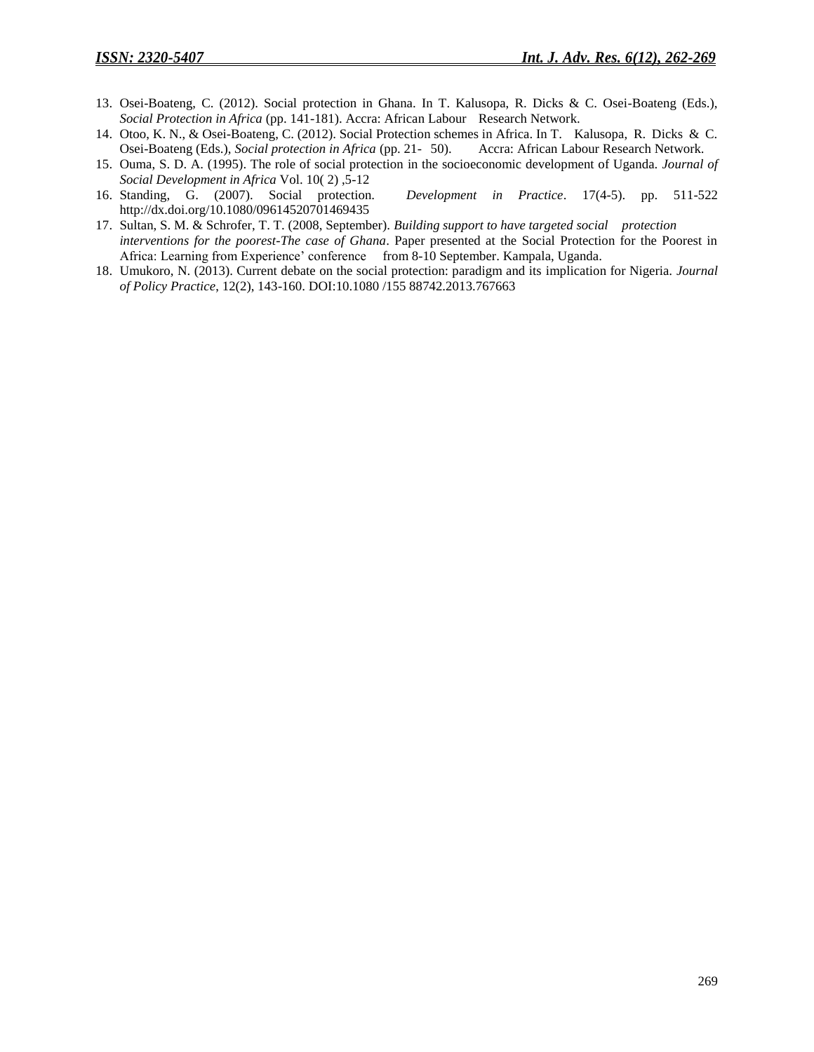13. Osei-Boateng, C. (2012). Social protection in Ghana. In T. Kalusopa, R. Dicks & C. Osei-Boateng (Eds.), *Social Protection in Africa* (pp. 141-181). Accra: African Labour Research Network.
14. Otoo, K. N., & Osei-Boateng, C. (2012). Social Protection schemes in Africa. In T. Kalusopa, R. Dicks & C. Osei-Boateng (Eds.), *Social protection in Africa* (pp. 21- 50). Accra: African Labour Research Network.
15. Ouma, S. D. A. (1995). The role of social protection in the socioeconomic development of Uganda. *Journal of Social Development in Africa* Vol. 10( 2) ,5-12
16. Standing, G. (2007). Social protection. *Development in Practice*. 17(4-5). pp. 511-522 http://dx.doi.org/10.1080/09614520701469435
17. Sultan, S. M. & Schrofer, T. T. (2008, September). *Building support to have targeted social protection interventions for the poorest-The case of Ghana*. Paper presented at the Social Protection for the Poorest in Africa: Learning from Experience' conference from 8-10 September. Kampala, Uganda.
18. Umukoro, N. (2013). Current debate on the social protection: paradigm and its implication for Nigeria. *Journal of Policy Practice*, 12(2), 143-160. DOI:10.1080 /155 88742.2013.767663